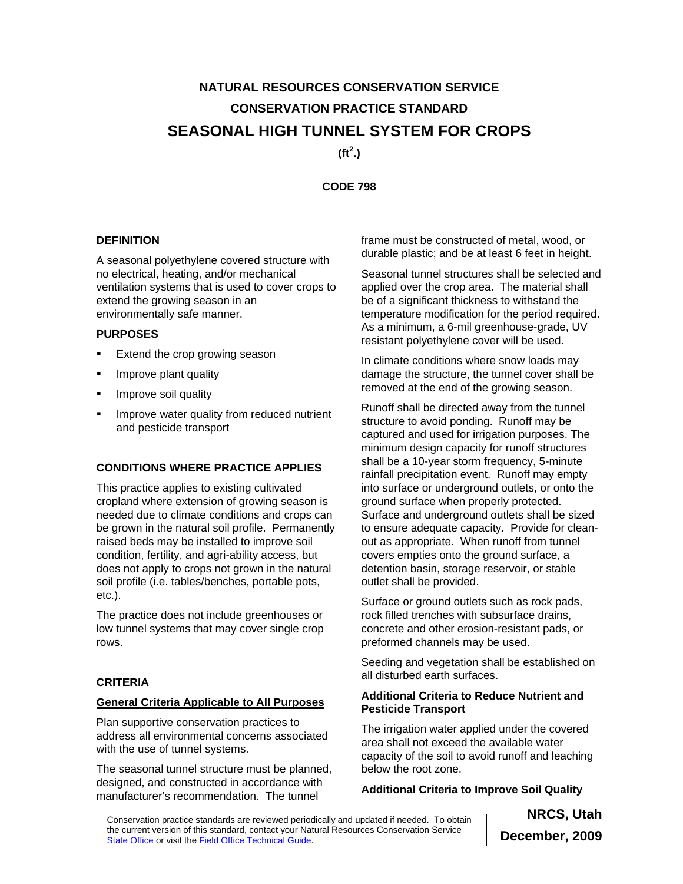# NATURAL RESOURCES CONSERVATION SERVICE

# CONSERVATION PRACTICE STANDARD

# SEASONAL HIGH TUNNEL SYSTEM FOR CROPS

**($ft^2$.)**

**CODE 798**

## DEFINITION

A seasonal polyethylene covered structure with no electrical, heating, and/or mechanical ventilation systems that is used to cover crops to extend the growing season in an environmentally safe manner.

## PURPOSES

- Extend the crop growing season
- Improve plant quality
- Improve soil quality
- Improve water quality from reduced nutrient and pesticide transport

## CONDITIONS WHERE PRACTICE APPLIES

This practice applies to existing cultivated cropland where extension of growing season is needed due to climate conditions and crops can be grown in the natural soil profile. Permanently raised beds may be installed to improve soil condition, fertility, and agri-ability access, but does not apply to crops not grown in the natural soil profile (i.e. tables/benches, portable pots, etc.).

The practice does not include greenhouses or low tunnel systems that may cover single crop rows.

## CRITERIA

### General Criteria Applicable to All Purposes

Plan supportive conservation practices to address all environmental concerns associated with the use of tunnel systems.

The seasonal tunnel structure must be planned, designed, and constructed in accordance with manufacturer's recommendation. The tunnel frame must be constructed of metal, wood, or durable plastic; and be at least 6 feet in height.

Seasonal tunnel structures shall be selected and applied over the crop area. The material shall be of a significant thickness to withstand the temperature modification for the period required. As a minimum, a 6-mil greenhouse-grade, UV resistant polyethylene cover will be used.

In climate conditions where snow loads may damage the structure, the tunnel cover shall be removed at the end of the growing season.

Runoff shall be directed away from the tunnel structure to avoid ponding. Runoff may be captured and used for irrigation purposes. The minimum design capacity for runoff structures shall be a 10-year storm frequency, 5-minute rainfall precipitation event. Runoff may empty into surface or underground outlets, or onto the ground surface when properly protected. Surface and underground outlets shall be sized to ensure adequate capacity. Provide for clean-out as appropriate. When runoff from tunnel covers empties onto the ground surface, a detention basin, storage reservoir, or stable outlet shall be provided.

Surface or ground outlets such as rock pads, rock filled trenches with subsurface drains, concrete and other erosion-resistant pads, or preformed channels may be used.

Seeding and vegetation shall be established on all disturbed earth surfaces.

### Additional Criteria to Reduce Nutrient and Pesticide Transport

The irrigation water applied under the covered area shall not exceed the available water capacity of the soil to avoid runoff and leaching below the root zone.

### Additional Criteria to Improve Soil Quality

Conservation practice standards are reviewed periodically and updated if needed. To obtain the current version of this standard, contact your Natural Resources Conservation Service State Office or visit the Field Office Technical Guide.

**NRCS, Utah**
**December, 2009**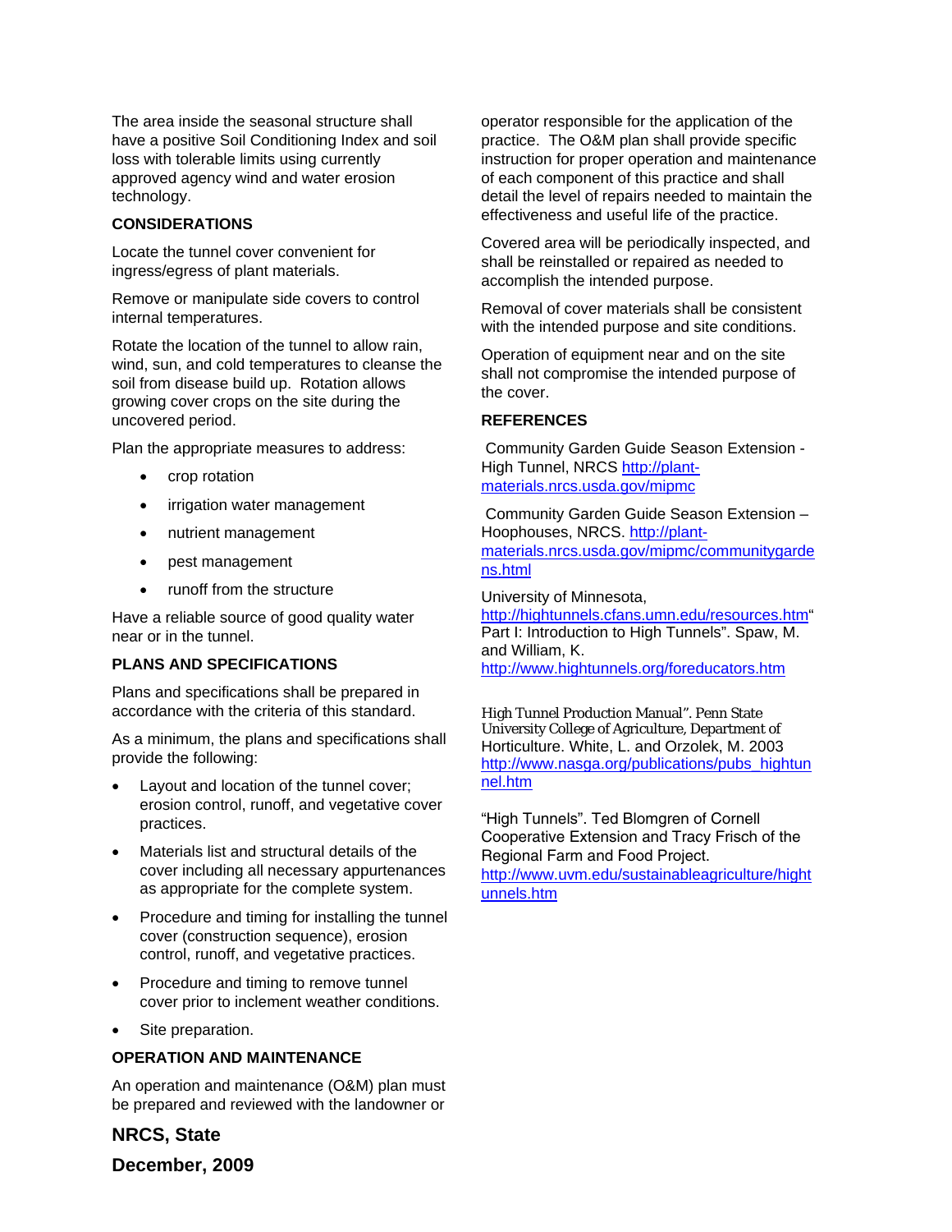The area inside the seasonal structure shall have a positive Soil Conditioning Index and soil loss with tolerable limits using currently approved agency wind and water erosion technology.

### CONSIDERATIONS

Locate the tunnel cover convenient for ingress/egress of plant materials.

Remove or manipulate side covers to control internal temperatures.

Rotate the location of the tunnel to allow rain, wind, sun, and cold temperatures to cleanse the soil from disease build up. Rotation allows growing cover crops on the site during the uncovered period.

Plan the appropriate measures to address:

- crop rotation
- irrigation water management
- nutrient management
- pest management
- runoff from the structure

Have a reliable source of good quality water near or in the tunnel.

### PLANS AND SPECIFICATIONS

Plans and specifications shall be prepared in accordance with the criteria of this standard.

As a minimum, the plans and specifications shall provide the following:

- Layout and location of the tunnel cover; erosion control, runoff, and vegetative cover practices.
- Materials list and structural details of the cover including all necessary appurtenances as appropriate for the complete system.
- Procedure and timing for installing the tunnel cover (construction sequence), erosion control, runoff, and vegetative practices.
- Procedure and timing to remove tunnel cover prior to inclement weather conditions.
- Site preparation.

### OPERATION AND MAINTENANCE

An operation and maintenance (O&M) plan must be prepared and reviewed with the landowner or operator responsible for the application of the practice. The O&M plan shall provide specific instruction for proper operation and maintenance of each component of this practice and shall detail the level of repairs needed to maintain the effectiveness and useful life of the practice.

Covered area will be periodically inspected, and shall be reinstalled or repaired as needed to accomplish the intended purpose.

Removal of cover materials shall be consistent with the intended purpose and site conditions.

Operation of equipment near and on the site shall not compromise the intended purpose of the cover.

### REFERENCES

Community Garden Guide Season Extension - High Tunnel, NRCS http://plant-materials.nrcs.usda.gov/mipmc

Community Garden Guide Season Extension – Hoophouses, NRCS. http://plant-materials.nrcs.usda.gov/mipmc/communitygardens.html

University of Minnesota, http://hightunnels.cfans.umn.edu/resources.htm" Part I: Introduction to High Tunnels". Spaw, M. and William, K. http://www.hightunnels.org/foreducators.htm

High Tunnel Production Manual". Penn State University College of Agriculture, Department of Horticulture. White, L. and Orzolek, M. 2003 http://www.nasga.org/publications/pubs_hightunnel.htm

"High Tunnels". Ted Blomgren of Cornell Cooperative Extension and Tracy Frisch of the Regional Farm and Food Project. http://www.uvm.edu/sustainableagriculture/hightunnels.htm

**NRCS, State**

**December, 2009**